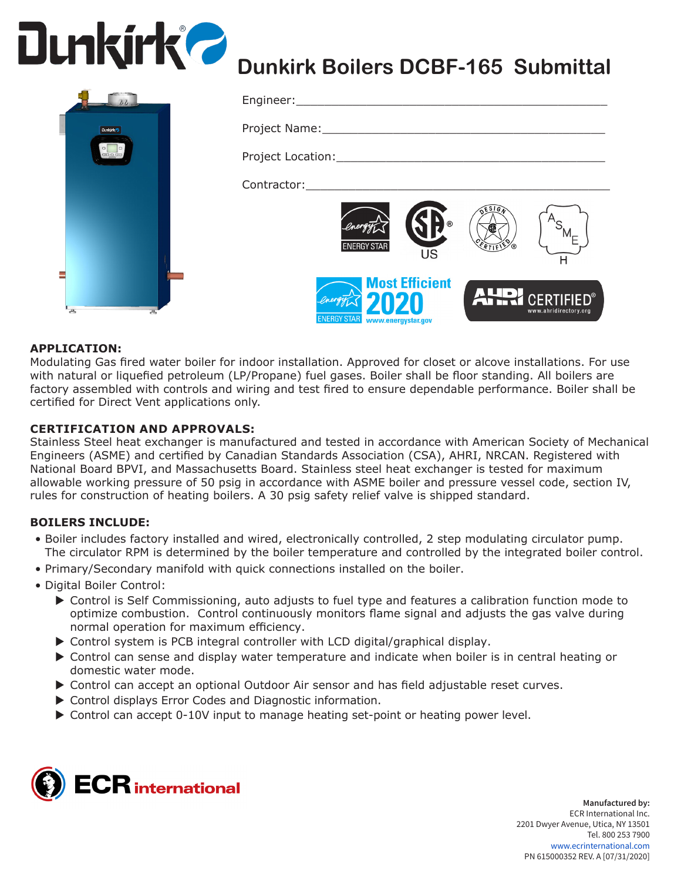# Dunkirk Boilers DCBF-165 Submittal

Engineer:_______________________________________________

Project Name:___________________________________________

Project Location:________________________________________

Contractor:_____________________________________________

**APPLICATION:**
Modulating Gas fired water boiler for indoor installation. Approved for closet or alcove installations. For use with natural or liquefied petroleum (LP/Propane) fuel gases. Boiler shall be floor standing. All boilers are factory assembled with controls and wiring and test fired to ensure dependable performance. Boiler shall be certified for Direct Vent applications only.

**CERTIFICATION AND APPROVALS:**
Stainless Steel heat exchanger is manufactured and tested in accordance with American Society of Mechanical Engineers (ASME) and certified by Canadian Standards Association (CSA), AHRI, NRCAN. Registered with National Board BPVI, and Massachusetts Board. Stainless steel heat exchanger is tested for maximum allowable working pressure of 50 psig in accordance with ASME boiler and pressure vessel code, section IV, rules for construction of heating boilers. A 30 psig safety relief valve is shipped standard.

**BOILERS INCLUDE:**

- Boiler includes factory installed and wired, electronically controlled, 2 step modulating circulator pump. The circulator RPM is determined by the boiler temperature and controlled by the integrated boiler control.
- Primary/Secondary manifold with quick connections installed on the boiler.
- Digital Boiler Control:
  - Control is Self Commissioning, auto adjusts to fuel type and features a calibration function mode to optimize combustion. Control continuously monitors flame signal and adjusts the gas valve during normal operation for maximum efficiency.
  - Control system is PCB integral controller with LCD digital/graphical display.
  - Control can sense and display water temperature and indicate when boiler is in central heating or domestic water mode.
  - Control can accept an optional Outdoor Air sensor and has field adjustable reset curves.
  - Control displays Error Codes and Diagnostic information.
  - Control can accept 0-10V input to manage heating set-point or heating power level.

**Manufactured by:**
ECR International Inc.
2201 Dwyer Avenue, Utica, NY 13501
Tel. 800 253 7900
www.ecrinternational.com
PN 615000352 REV. A [07/31/2020]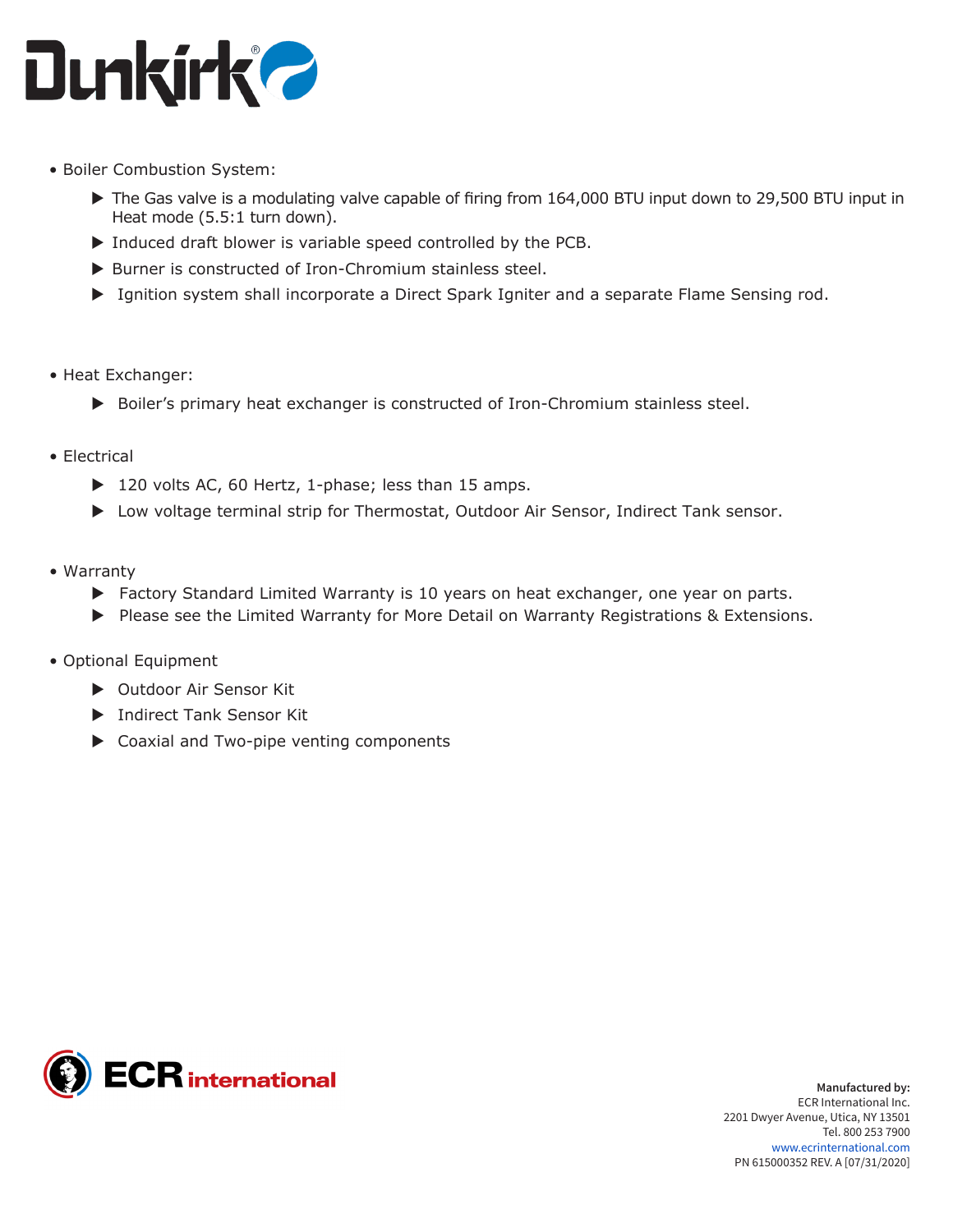- Boiler Combustion System:
  - The Gas valve is a modulating valve capable of firing from 164,000 BTU input down to 29,500 BTU input in Heat mode (5.5:1 turn down).
  - Induced draft blower is variable speed controlled by the PCB.
  - Burner is constructed of Iron-Chromium stainless steel.
  - Ignition system shall incorporate a Direct Spark Igniter and a separate Flame Sensing rod.

- Heat Exchanger:
  - Boiler's primary heat exchanger is constructed of Iron-Chromium stainless steel.

- Electrical
  - 120 volts AC, 60 Hertz, 1-phase; less than 15 amps.
  - Low voltage terminal strip for Thermostat, Outdoor Air Sensor, Indirect Tank sensor.

- Warranty
  - Factory Standard Limited Warranty is 10 years on heat exchanger, one year on parts.
  - Please see the Limited Warranty for More Detail on Warranty Registrations & Extensions.

- Optional Equipment
  - Outdoor Air Sensor Kit
  - Indirect Tank Sensor Kit
  - Coaxial and Two-pipe venting components

**Manufactured by:**
ECR International Inc.
2201 Dwyer Avenue, Utica, NY 13501
Tel. 800 253 7900
www.ecrinternational.com
PN 615000352 REV. A [07/31/2020]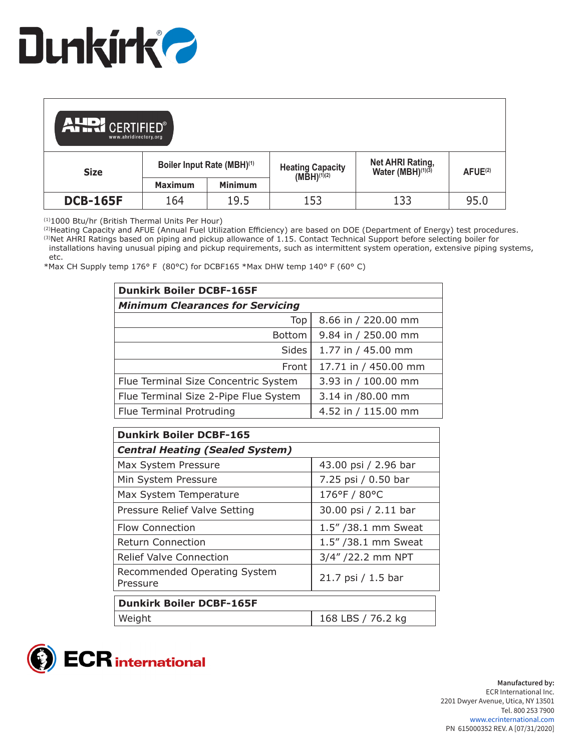# Dunkirk®

AHRI CERTIFIED® www.ahridirectory.org

| Size | Boiler Input Rate (MBH)[1] | | Heating Capacity (MBH)[1][2] | Net AHRI Rating, Water (MBH)[1][3] | AFUE[2] |
|---|---|---|---|---|---|
| | Maximum | Minimum | | | |
| **DCB-165F** | 164 | 19.5 | 153 | 133 | 95.0 |

[1]1000 Btu/hr (British Thermal Units Per Hour)
[2]Heating Capacity and AFUE (Annual Fuel Utilization Efficiency) are based on DOE (Department of Energy) test procedures.
[3]Net AHRI Ratings based on piping and pickup allowance of 1.15. Contact Technical Support before selecting boiler for installations having unusual piping and pickup requirements, such as intermittent system operation, extensive piping systems, etc.
*Max CH Supply temp 176° F (80°C) for DCBF165 *Max DHW temp 140° F (60° C)

| **Dunkirk Boiler DCBF-165F** | |
|---|---|
| ***Minimum Clearances for Servicing*** | |
| Top | 8.66 in / 220.00 mm |
| Bottom | 9.84 in / 250.00 mm |
| Sides | 1.77 in / 45.00 mm |
| Front | 17.71 in / 450.00 mm |
| Flue Terminal Size Concentric System | 3.93 in / 100.00 mm |
| Flue Terminal Size 2-Pipe Flue System | 3.14 in /80.00 mm |
| Flue Terminal Protruding | 4.52 in / 115.00 mm |

| **Dunkirk Boiler DCBF-165** | |
|---|---|
| ***Central Heating (Sealed System)*** | |
| Max System Pressure | 43.00 psi / 2.96 bar |
| Min System Pressure | 7.25 psi / 0.50 bar |
| Max System Temperature | 176°F / 80°C |
| Pressure Relief Valve Setting | 30.00 psi / 2.11 bar |
| Flow Connection | 1.5" /38.1 mm Sweat |
| Return Connection | 1.5" /38.1 mm Sweat |
| Relief Valve Connection | 3/4" /22.2 mm NPT |
| Recommended Operating System Pressure | 21.7 psi / 1.5 bar |

| **Dunkirk Boiler DCBF-165F** | |
|---|---|
| Weight | 168 LBS / 76.2 kg |

ECR international

**Manufactured by:**
ECR International Inc.
2201 Dwyer Avenue, Utica, NY 13501
Tel. 800 253 7900
www.ecrinternational.com
PN 615000352 REV. A [07/31/2020]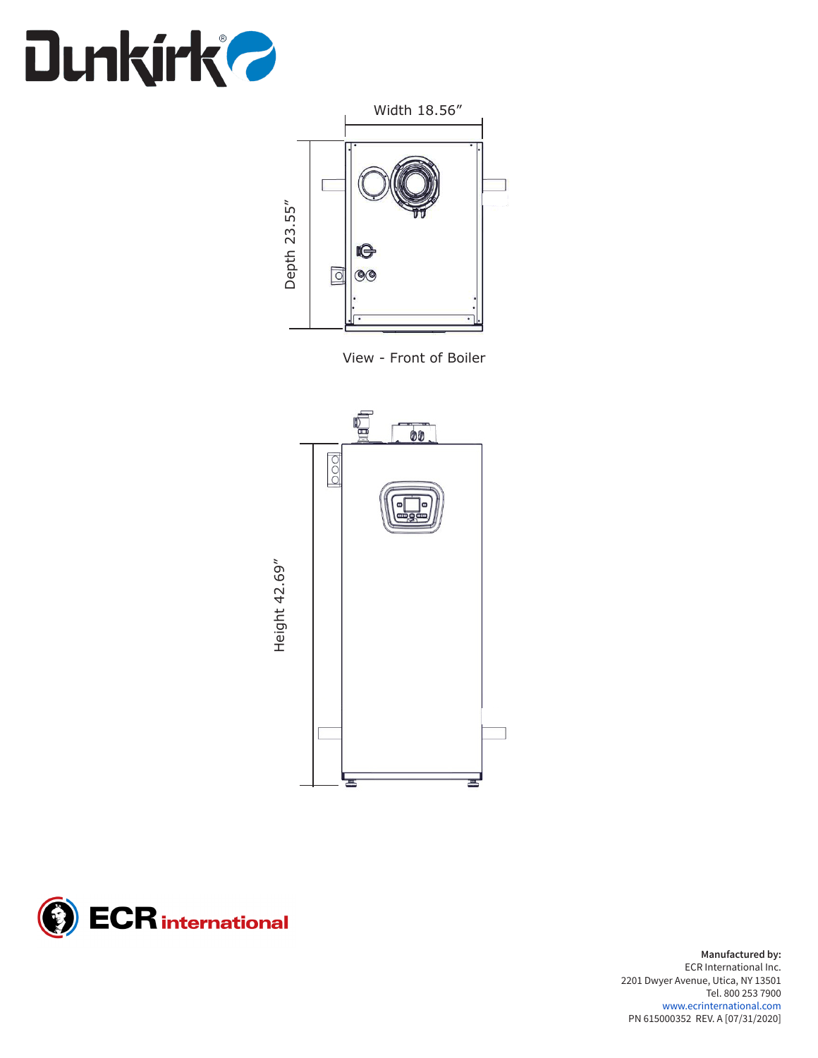Width 18.56"

Depth 23.55"

View - Front of Boiler

Height 42.69"

**Manufactured by:**
ECR International Inc.
2201 Dwyer Avenue, Utica, NY 13501
Tel. 800 253 7900
www.ecrinternational.com
PN 615000352 REV. A [07/31/2020]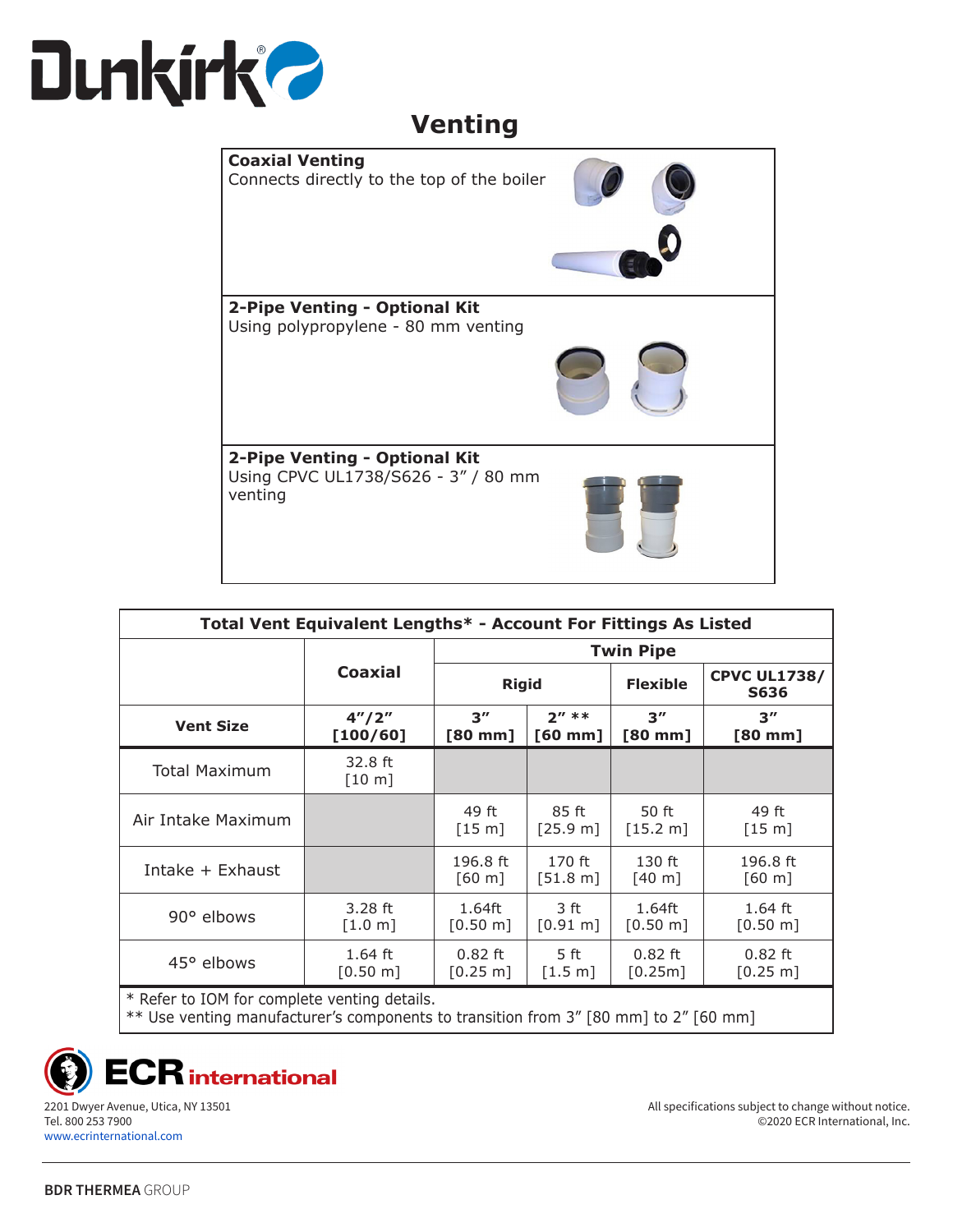Dunkirk®

# Venting

| | |
|---|---|
| **Coaxial Venting**<br>Connects directly to the top of the boiler | |
| **2-Pipe Venting - Optional Kit**<br>Using polypropylene - 80 mm venting | |
| **2-Pipe Venting - Optional Kit**<br>Using CPVC UL1738/S626 - 3" / 80 mm venting | |

| **Total Vent Equivalent Lengths* - Account For Fittings As Listed** | | | | | |
|---|---|---|---|---|---|
| | **Coaxial** | **Twin Pipe** | | | |
| | | **Rigid** | | **Flexible** | **CPVC UL1738/ S636** |
| **Vent Size** | **4"/2" [100/60]** | **3" [80 mm]** | **2" ** [60 mm]** | **3" [80 mm]** | **3" [80 mm]** |
| Total Maximum | 32.8 ft [10 m] | | | | |
| Air Intake Maximum | | 49 ft [15 m] | 85 ft [25.9 m] | 50 ft [15.2 m] | 49 ft [15 m] |
| Intake + Exhaust | | 196.8 ft [60 m] | 170 ft [51.8 m] | 130 ft [40 m] | 196.8 ft [60 m] |
| 90° elbows | 3.28 ft [1.0 m] | 1.64ft [0.50 m] | 3 ft [0.91 m] | 1.64ft [0.50 m] | 1.64 ft [0.50 m] |
| 45° elbows | 1.64 ft [0.50 m] | 0.82 ft [0.25 m] | 5 ft [1.5 m] | 0.82 ft [0.25m] | 0.82 ft [0.25 m] |

* Refer to IOM for complete venting details.
** Use venting manufacturer's components to transition from 3" [80 mm] to 2" [60 mm]

ECR international

2201 Dwyer Avenue, Utica, NY 13501
Tel. 800 253 7900
www.ecrinternational.com

All specifications subject to change without notice.
©2020 ECR International, Inc.

BDR THERMEA GROUP